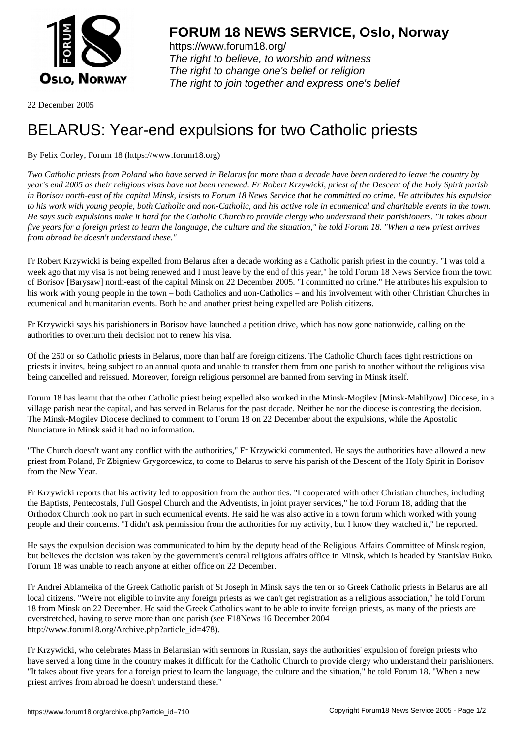**FORUM 18 NEWS SERVICE, Oslo, Norway**

https://www.forum18.org/
*The right to believe, to worship and witness*
*The right to change one's belief or religion*
*The right to join together and express one's belief*

22 December 2005

# BELARUS: Year-end expulsions for two Catholic priests

By Felix Corley, Forum 18 (https://www.forum18.org)

*Two Catholic priests from Poland who have served in Belarus for more than a decade have been ordered to leave the country by year's end 2005 as their religious visas have not been renewed. Fr Robert Krzywicki, priest of the Descent of the Holy Spirit parish in Borisov north-east of the capital Minsk, insists to Forum 18 News Service that he committed no crime. He attributes his expulsion to his work with young people, both Catholic and non-Catholic, and his active role in ecumenical and charitable events in the town. He says such expulsions make it hard for the Catholic Church to provide clergy who understand their parishioners. "It takes about five years for a foreign priest to learn the language, the culture and the situation," he told Forum 18. "When a new priest arrives from abroad he doesn't understand these."*

Fr Robert Krzywicki is being expelled from Belarus after a decade working as a Catholic parish priest in the country. "I was told a week ago that my visa is not being renewed and I must leave by the end of this year," he told Forum 18 News Service from the town of Borisov [Barysaw] north-east of the capital Minsk on 22 December 2005. "I committed no crime." He attributes his expulsion to his work with young people in the town – both Catholics and non-Catholics – and his involvement with other Christian Churches in ecumenical and humanitarian events. Both he and another priest being expelled are Polish citizens.

Fr Krzywicki says his parishioners in Borisov have launched a petition drive, which has now gone nationwide, calling on the authorities to overturn their decision not to renew his visa.

Of the 250 or so Catholic priests in Belarus, more than half are foreign citizens. The Catholic Church faces tight restrictions on priests it invites, being subject to an annual quota and unable to transfer them from one parish to another without the religious visa being cancelled and reissued. Moreover, foreign religious personnel are banned from serving in Minsk itself.

Forum 18 has learnt that the other Catholic priest being expelled also worked in the Minsk-Mogilev [Minsk-Mahilyow] Diocese, in a village parish near the capital, and has served in Belarus for the past decade. Neither he nor the diocese is contesting the decision. The Minsk-Mogilev Diocese declined to comment to Forum 18 on 22 December about the expulsions, while the Apostolic Nunciature in Minsk said it had no information.

"The Church doesn't want any conflict with the authorities," Fr Krzywicki commented. He says the authorities have allowed a new priest from Poland, Fr Zbigniew Grygorcewicz, to come to Belarus to serve his parish of the Descent of the Holy Spirit in Borisov from the New Year.

Fr Krzywicki reports that his activity led to opposition from the authorities. "I cooperated with other Christian churches, including the Baptists, Pentecostals, Full Gospel Church and the Adventists, in joint prayer services," he told Forum 18, adding that the Orthodox Church took no part in such ecumenical events. He said he was also active in a town forum which worked with young people and their concerns. "I didn't ask permission from the authorities for my activity, but I know they watched it," he reported.

He says the expulsion decision was communicated to him by the deputy head of the Religious Affairs Committee of Minsk region, but believes the decision was taken by the government's central religious affairs office in Minsk, which is headed by Stanislav Buko. Forum 18 was unable to reach anyone at either office on 22 December.

Fr Andrei Ablameika of the Greek Catholic parish of St Joseph in Minsk says the ten or so Greek Catholic priests in Belarus are all local citizens. "We're not eligible to invite any foreign priests as we can't get registration as a religious association," he told Forum 18 from Minsk on 22 December. He said the Greek Catholics want to be able to invite foreign priests, as many of the priests are overstretched, having to serve more than one parish (see F18News 16 December 2004 http://www.forum18.org/Archive.php?article_id=478).

Fr Krzywicki, who celebrates Mass in Belarusian with sermons in Russian, says the authorities' expulsion of foreign priests who have served a long time in the country makes it difficult for the Catholic Church to provide clergy who understand their parishioners. "It takes about five years for a foreign priest to learn the language, the culture and the situation," he told Forum 18. "When a new priest arrives from abroad he doesn't understand these."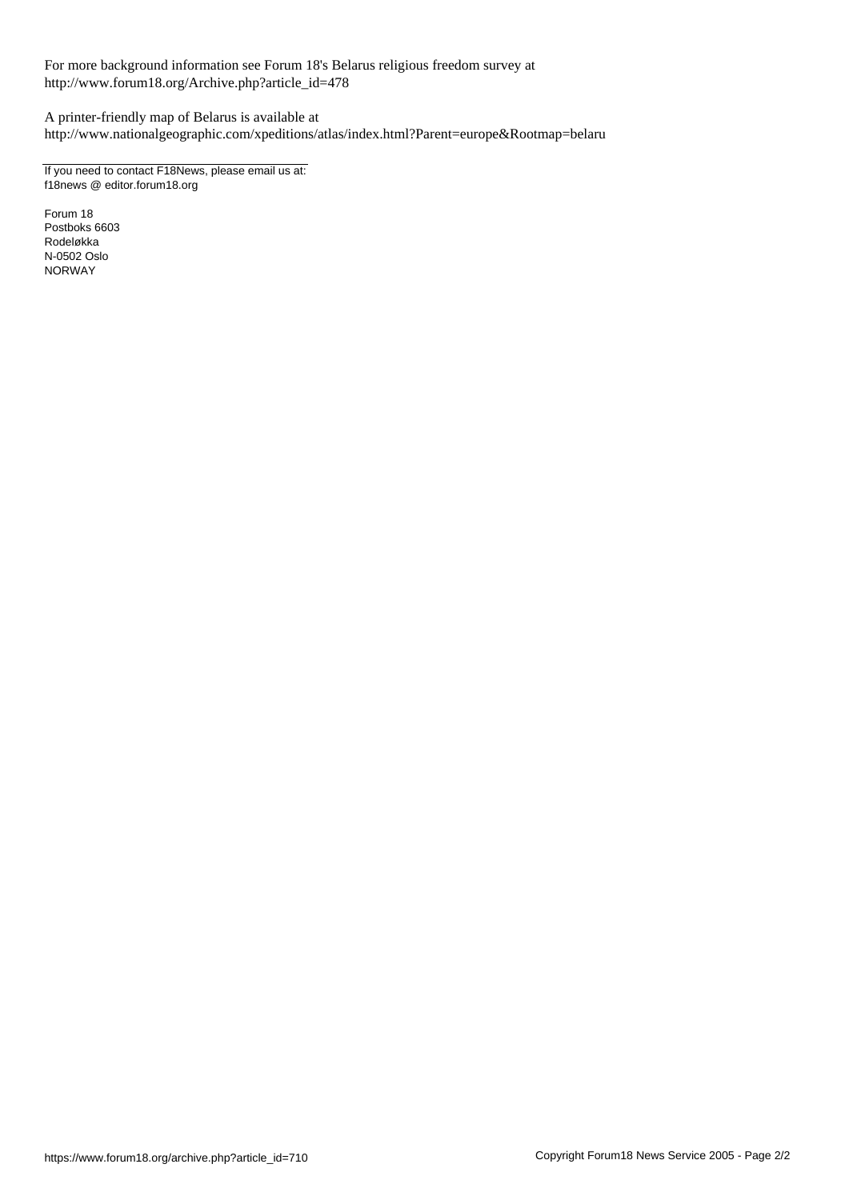For more background information see Forum 18's Belarus religious freedom survey at http://www.forum18.org/Archive.php?article_id=478

A printer-friendly map of Belarus is available at http://www.nationalgeographic.com/xpeditions/atlas/index.html?Parent=europe&Rootmap=belaru

---

If you need to contact F18News, please email us at:
f18news @ editor.forum18.org

Forum 18
Postboks 6603
Rodeløkka
N-0502 Oslo
NORWAY